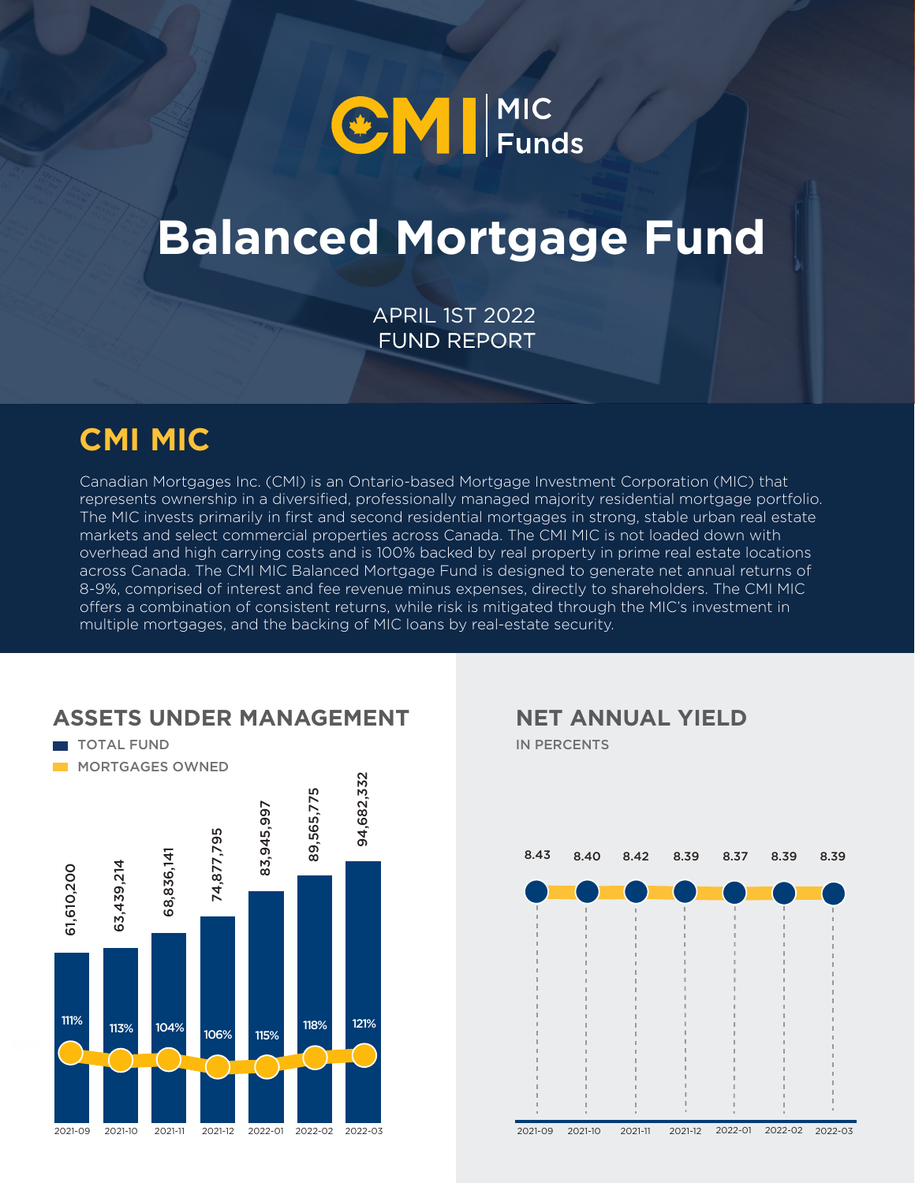CMI | MIC Funds

# Balanced Mortgage Fund

APRIL 1ST 2022
FUND REPORT

## CMI MIC

Canadian Mortgages Inc. (CMI) is an Ontario-based Mortgage Investment Corporation (MIC) that represents ownership in a diversified, professionally managed majority residential mortgage portfolio. The MIC invests primarily in first and second residential mortgages in strong, stable urban real estate markets and select commercial properties across Canada. The CMI MIC is not loaded down with overhead and high carrying costs and is 100% backed by real property in prime real estate locations across Canada. The CMI MIC Balanced Mortgage Fund is designed to generate net annual returns of 8-9%, comprised of interest and fee revenue minus expenses, directly to shareholders. The CMI MIC offers a combination of consistent returns, while risk is mitigated through the MIC's investment in multiple mortgages, and the backing of MIC loans by real-estate security.

## ASSETS UNDER MANAGEMENT

TOTAL FUND
MORTGAGES OWNED

| Month | Total Fund | Mortgages Owned |
|---|---|---|
| 2021-09 | 61,610,200 | 111% |
| 2021-10 | 63,439,214 | 113% |
| 2021-11 | 68,836,141 | 104% |
| 2021-12 | 74,877,795 | 106% |
| 2022-01 | 83,945,997 | 115% |
| 2022-02 | 89,565,775 | 118% |
| 2022-03 | 94,682,332 | 121% |

## NET ANNUAL YIELD

IN PERCENTS

| Month | Net Annual Yield |
|---|---|
| 2021-09 | 8.43 |
| 2021-10 | 8.40 |
| 2021-11 | 8.42 |
| 2021-12 | 8.39 |
| 2022-01 | 8.37 |
| 2022-02 | 8.39 |
| 2022-03 | 8.39 |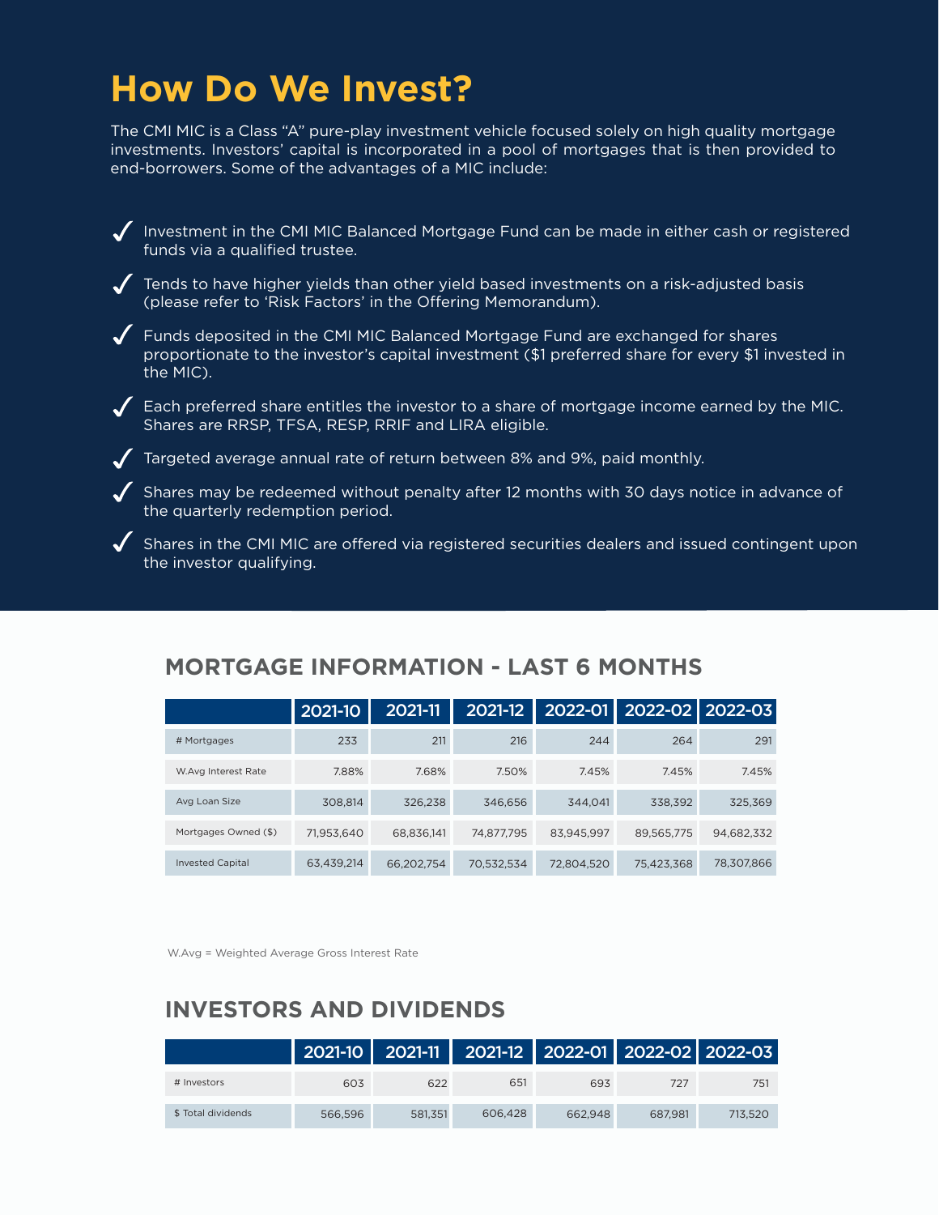# How Do We Invest?

The CMI MIC is a Class "A" pure-play investment vehicle focused solely on high quality mortgage investments. Investors' capital is incorporated in a pool of mortgages that is then provided to end-borrowers. Some of the advantages of a MIC include:

- ✓ Investment in the CMI MIC Balanced Mortgage Fund can be made in either cash or registered funds via a qualified trustee.
- ✓ Tends to have higher yields than other yield based investments on a risk-adjusted basis (please refer to 'Risk Factors' in the Offering Memorandum).
- ✓ Funds deposited in the CMI MIC Balanced Mortgage Fund are exchanged for shares proportionate to the investor's capital investment ($1 preferred share for every $1 invested in the MIC).
- ✓ Each preferred share entitles the investor to a share of mortgage income earned by the MIC. Shares are RRSP, TFSA, RESP, RRIF and LIRA eligible.
- ✓ Targeted average annual rate of return between 8% and 9%, paid monthly.
- ✓ Shares may be redeemed without penalty after 12 months with 30 days notice in advance of the quarterly redemption period.
- ✓ Shares in the CMI MIC are offered via registered securities dealers and issued contingent upon the investor qualifying.

## MORTGAGE INFORMATION - LAST 6 MONTHS

| | 2021-10 | 2021-11 | 2021-12 | 2022-01 | 2022-02 | 2022-03 |
|---|---|---|---|---|---|---|
| # Mortgages | 233 | 211 | 216 | 244 | 264 | 291 |
| W.Avg Interest Rate | 7.88% | 7.68% | 7.50% | 7.45% | 7.45% | 7.45% |
| Avg Loan Size | 308,814 | 326,238 | 346,656 | 344,041 | 338,392 | 325,369 |
| Mortgages Owned ($) | 71,953,640 | 68,836,141 | 74,877,795 | 83,945,997 | 89,565,775 | 94,682,332 |
| Invested Capital | 63,439,214 | 66,202,754 | 70,532,534 | 72,804,520 | 75,423,368 | 78,307,866 |

W.Avg = Weighted Average Gross Interest Rate

## INVESTORS AND DIVIDENDS

| | 2021-10 | 2021-11 | 2021-12 | 2022-01 | 2022-02 | 2022-03 |
|---|---|---|---|---|---|---|
| # Investors | 603 | 622 | 651 | 693 | 727 | 751 |
| $ Total dividends | 566,596 | 581,351 | 606,428 | 662,948 | 687,981 | 713,520 |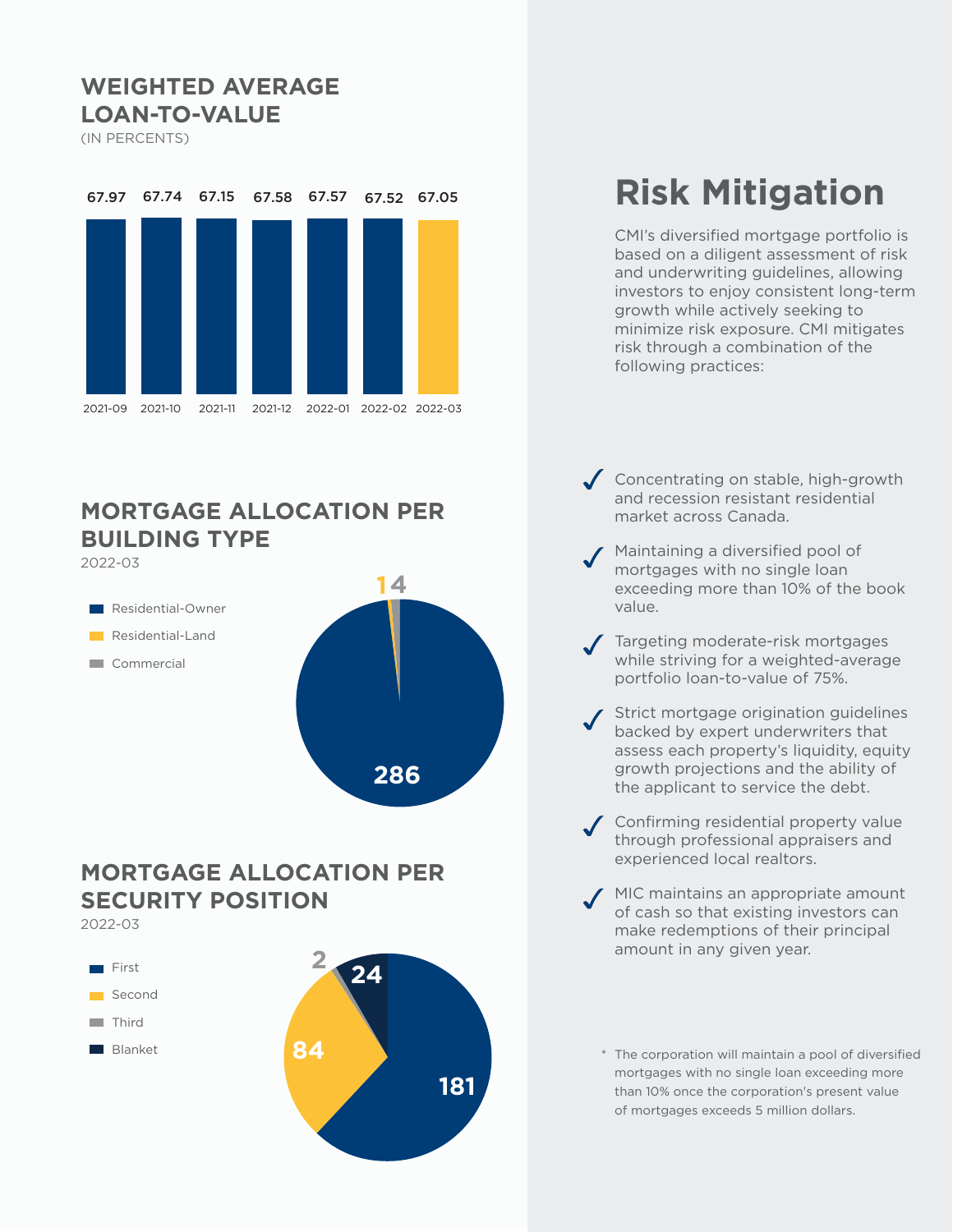## WEIGHTED AVERAGE LOAN-TO-VALUE

(IN PERCENTS)

| 2021-09 | 2021-10 | 2021-11 | 2021-12 | 2022-01 | 2022-02 | 2022-03 |
|---|---|---|---|---|---|---|
| 67.97 | 67.74 | 67.15 | 67.58 | 67.57 | 67.52 | 67.05 |

## MORTGAGE ALLOCATION PER BUILDING TYPE

2022-03

| Building Type | Count |
|---|---|
| Residential-Owner | 286 |
| Residential-Land | 1 |
| Commercial | 4 |

## MORTGAGE ALLOCATION PER SECURITY POSITION

2022-03

| Security Position | Count |
|---|---|
| First | 181 |
| Second | 84 |
| Third | 2 |
| Blanket | 24 |

# Risk Mitigation

CMI's diversified mortgage portfolio is based on a diligent assessment of risk and underwriting guidelines, allowing investors to enjoy consistent long-term growth while actively seeking to minimize risk exposure. CMI mitigates risk through a combination of the following practices:

- Concentrating on stable, high-growth and recession resistant residential market across Canada.
- Maintaining a diversified pool of mortgages with no single loan exceeding more than 10% of the book value.
- Targeting moderate-risk mortgages while striving for a weighted-average portfolio loan-to-value of 75%.
- Strict mortgage origination guidelines backed by expert underwriters that assess each property's liquidity, equity growth projections and the ability of the applicant to service the debt.
- Confirming residential property value through professional appraisers and experienced local realtors.
- MIC maintains an appropriate amount of cash so that existing investors can make redemptions of their principal amount in any given year.

* The corporation will maintain a pool of diversified mortgages with no single loan exceeding more than 10% once the corporation's present value of mortgages exceeds 5 million dollars.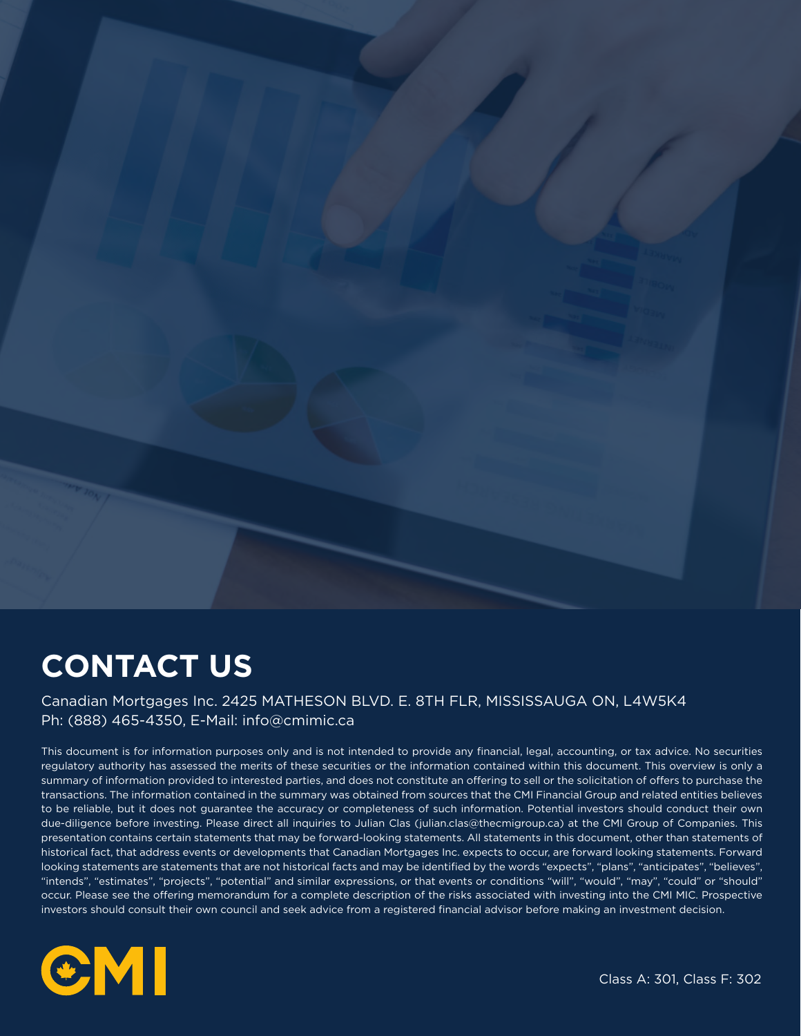# CONTACT US

Canadian Mortgages Inc. 2425 MATHESON BLVD. E. 8TH FLR, MISSISSAUGA ON, L4W5K4
Ph: (888) 465-4350, E-Mail: info@cmimic.ca

This document is for information purposes only and is not intended to provide any financial, legal, accounting, or tax advice. No securities regulatory authority has assessed the merits of these securities or the information contained within this document. This overview is only a summary of information provided to interested parties, and does not constitute an offering to sell or the solicitation of offers to purchase the transactions. The information contained in the summary was obtained from sources that the CMI Financial Group and related entities believes to be reliable, but it does not guarantee the accuracy or completeness of such information. Potential investors should conduct their own due-diligence before investing. Please direct all inquiries to Julian Clas (julian.clas@thecmigroup.ca) at the CMI Group of Companies. This presentation contains certain statements that may be forward-looking statements. All statements in this document, other than statements of historical fact, that address events or developments that Canadian Mortgages Inc. expects to occur, are forward looking statements. Forward looking statements are statements that are not historical facts and may be identified by the words "expects", "plans", "anticipates", "believes", "intends", "estimates", "projects", "potential" and similar expressions, or that events or conditions "will", "would", "may", "could" or "should" occur. Please see the offering memorandum for a complete description of the risks associated with investing into the CMI MIC. Prospective investors should consult their own council and seek advice from a registered financial advisor before making an investment decision.

CMI

Class A: 301, Class F: 302